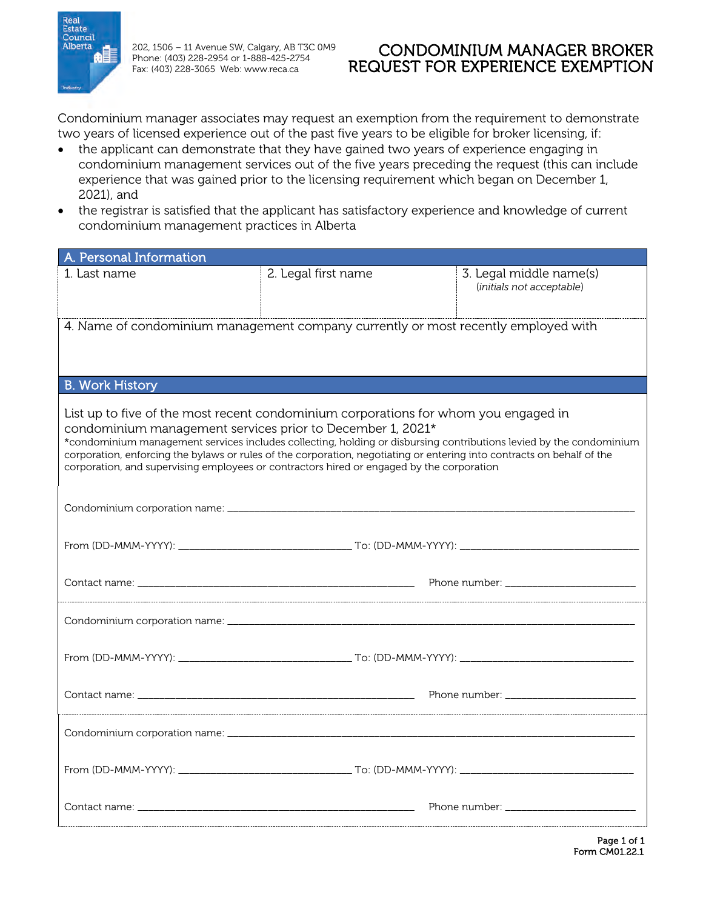Real Estate Council Alberta

202, 1506 – 11 Avenue SW, Calgary, AB T3C 0M9
Phone: (403) 228-2954 or 1-888-425-2754
Fax: (403) 228-3065 Web: www.reca.ca

# CONDOMINIUM MANAGER BROKER REQUEST FOR EXPERIENCE EXEMPTION

Condominium manager associates may request an exemption from the requirement to demonstrate two years of licensed experience out of the past five years to be eligible for broker licensing, if:

- the applicant can demonstrate that they have gained two years of experience engaging in condominium management services out of the five years preceding the request (this can include experience that was gained prior to the licensing requirement which began on December 1, 2021), and
- the registrar is satisfied that the applicant has satisfactory experience and knowledge of current condominium management practices in Alberta

## A. Personal Information

| 1. Last name | 2. Legal first name | 3. Legal middle name(s) *(initials not acceptable)* |
|---|---|---|
| | | |

4. Name of condominium management company currently or most recently employed with

## B. Work History

List up to five of the most recent condominium corporations for whom you engaged in condominium management services prior to December 1, 2021*

*condominium management services includes collecting, holding or disbursing contributions levied by the condominium corporation, enforcing the bylaws or rules of the corporation, negotiating or entering into contracts on behalf of the corporation, and supervising employees or contractors hired or engaged by the corporation

Condominium corporation name: ______________________________

From (DD-MMM-YYYY): ______________ To: (DD-MMM-YYYY): ______________

Contact name: ______________________________ Phone number: ______________

Condominium corporation name: ______________________________

From (DD-MMM-YYYY): ______________ To: (DD-MMM-YYYY): ______________

Contact name: ______________________________ Phone number: ______________

Condominium corporation name: ______________________________

From (DD-MMM-YYYY): ______________ To: (DD-MMM-YYYY): ______________

Contact name: ______________________________ Phone number: ______________

Form CM01.22.1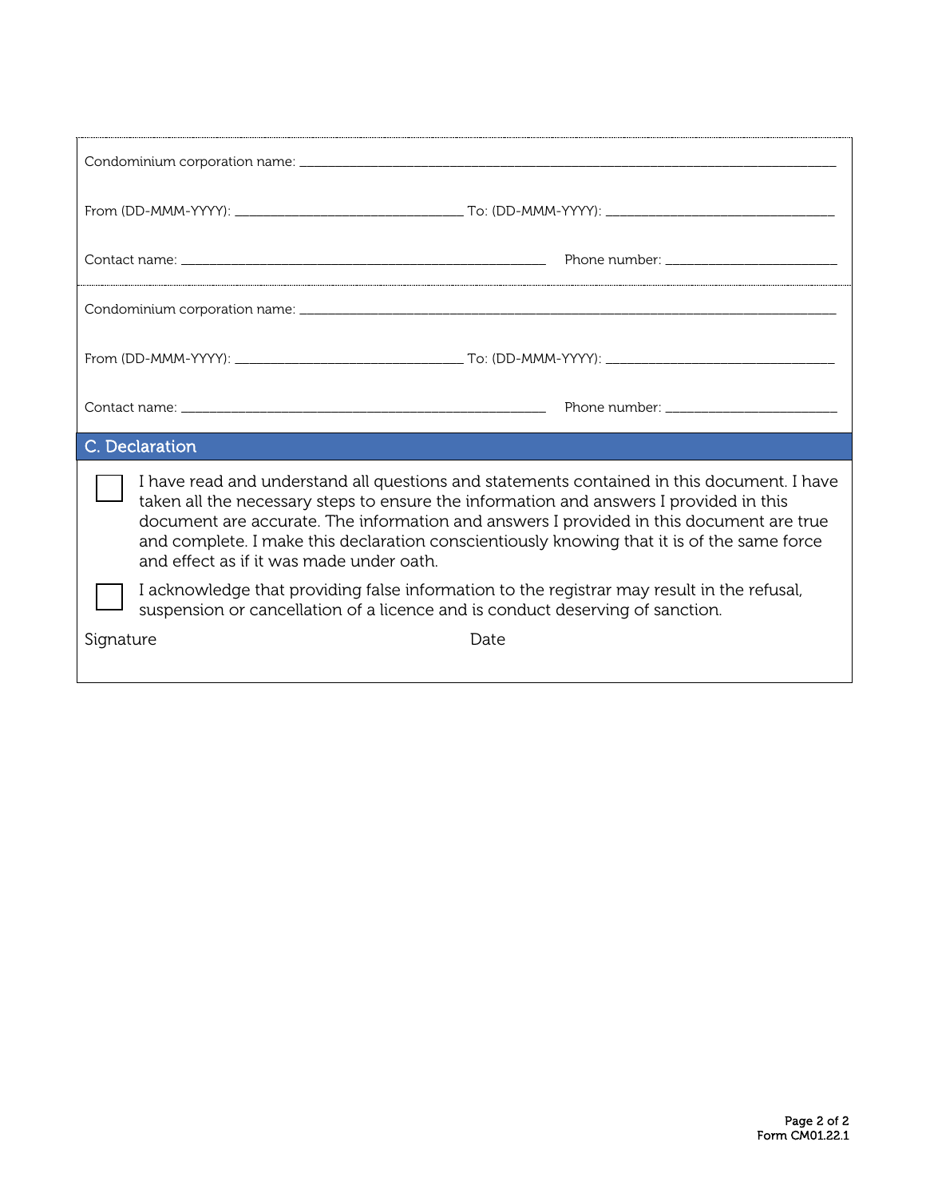Condominium corporation name: ____________________________________________

From (DD-MMM-YYYY): ____________________ To: (DD-MMM-YYYY): ____________________

Contact name: ______________________________ Phone number: ________________

Condominium corporation name: ____________________________________________

From (DD-MMM-YYYY): ____________________ To: (DD-MMM-YYYY): ____________________

Contact name: ______________________________ Phone number: ________________

## C. Declaration

☐ I have read and understand all questions and statements contained in this document. I have taken all the necessary steps to ensure the information and answers I provided in this document are accurate. The information and answers I provided in this document are true and complete. I make this declaration conscientiously knowing that it is of the same force and effect as if it was made under oath.

☐ I acknowledge that providing false information to the registrar may result in the refusal, suspension or cancellation of a licence and is conduct deserving of sanction.

Signature Date

Form CM01.22.1